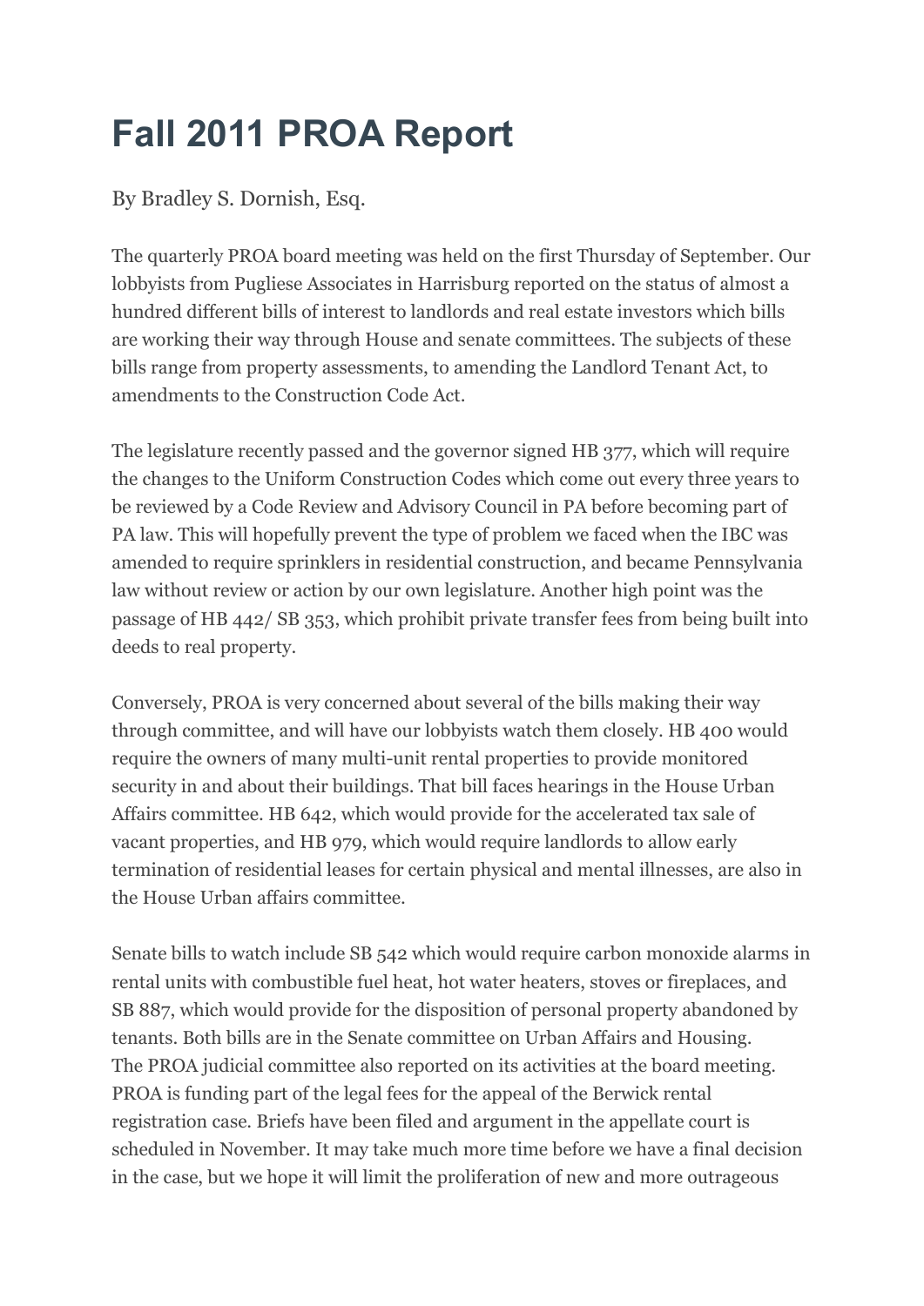# Fall 2011 PROA Report

By Bradley S. Dornish, Esq.

The quarterly PROA board meeting was held on the first Thursday of September. Our lobbyists from Pugliese Associates in Harrisburg reported on the status of almost a hundred different bills of interest to landlords and real estate investors which bills are working their way through House and senate committees. The subjects of these bills range from property assessments, to amending the Landlord Tenant Act, to amendments to the Construction Code Act.

The legislature recently passed and the governor signed HB 377, which will require the changes to the Uniform Construction Codes which come out every three years to be reviewed by a Code Review and Advisory Council in PA before becoming part of PA law. This will hopefully prevent the type of problem we faced when the IBC was amended to require sprinklers in residential construction, and became Pennsylvania law without review or action by our own legislature. Another high point was the passage of HB 442/ SB 353, which prohibit private transfer fees from being built into deeds to real property.

Conversely, PROA is very concerned about several of the bills making their way through committee, and will have our lobbyists watch them closely. HB 400 would require the owners of many multi-unit rental properties to provide monitored security in and about their buildings. That bill faces hearings in the House Urban Affairs committee. HB 642, which would provide for the accelerated tax sale of vacant properties, and HB 979, which would require landlords to allow early termination of residential leases for certain physical and mental illnesses, are also in the House Urban affairs committee.

Senate bills to watch include SB 542 which would require carbon monoxide alarms in rental units with combustible fuel heat, hot water heaters, stoves or fireplaces, and SB 887, which would provide for the disposition of personal property abandoned by tenants. Both bills are in the Senate committee on Urban Affairs and Housing.
The PROA judicial committee also reported on its activities at the board meeting. PROA is funding part of the legal fees for the appeal of the Berwick rental registration case. Briefs have been filed and argument in the appellate court is scheduled in November. It may take much more time before we have a final decision in the case, but we hope it will limit the proliferation of new and more outrageous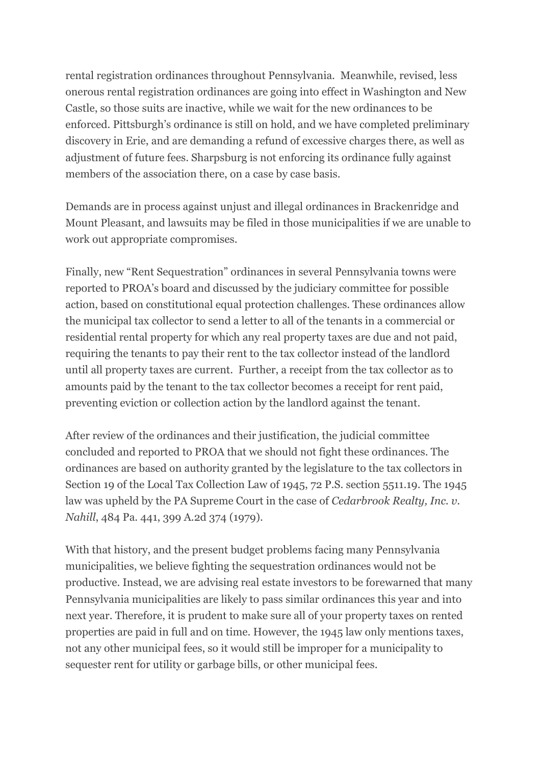rental registration ordinances throughout Pennsylvania. Meanwhile, revised, less onerous rental registration ordinances are going into effect in Washington and New Castle, so those suits are inactive, while we wait for the new ordinances to be enforced. Pittsburgh's ordinance is still on hold, and we have completed preliminary discovery in Erie, and are demanding a refund of excessive charges there, as well as adjustment of future fees. Sharpsburg is not enforcing its ordinance fully against members of the association there, on a case by case basis.

Demands are in process against unjust and illegal ordinances in Brackenridge and Mount Pleasant, and lawsuits may be filed in those municipalities if we are unable to work out appropriate compromises.

Finally, new "Rent Sequestration" ordinances in several Pennsylvania towns were reported to PROA's board and discussed by the judiciary committee for possible action, based on constitutional equal protection challenges. These ordinances allow the municipal tax collector to send a letter to all of the tenants in a commercial or residential rental property for which any real property taxes are due and not paid, requiring the tenants to pay their rent to the tax collector instead of the landlord until all property taxes are current. Further, a receipt from the tax collector as to amounts paid by the tenant to the tax collector becomes a receipt for rent paid, preventing eviction or collection action by the landlord against the tenant.

After review of the ordinances and their justification, the judicial committee concluded and reported to PROA that we should not fight these ordinances. The ordinances are based on authority granted by the legislature to the tax collectors in Section 19 of the Local Tax Collection Law of 1945, 72 P.S. section 5511.19. The 1945 law was upheld by the PA Supreme Court in the case of *Cedarbrook Realty, Inc. v. Nahill*, 484 Pa. 441, 399 A.2d 374 (1979).

With that history, and the present budget problems facing many Pennsylvania municipalities, we believe fighting the sequestration ordinances would not be productive. Instead, we are advising real estate investors to be forewarned that many Pennsylvania municipalities are likely to pass similar ordinances this year and into next year. Therefore, it is prudent to make sure all of your property taxes on rented properties are paid in full and on time. However, the 1945 law only mentions taxes, not any other municipal fees, so it would still be improper for a municipality to sequester rent for utility or garbage bills, or other municipal fees.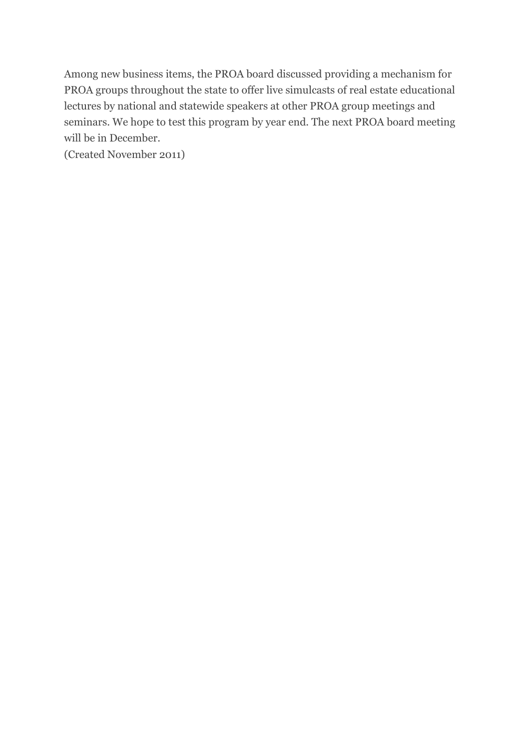Among new business items, the PROA board discussed providing a mechanism for PROA groups throughout the state to offer live simulcasts of real estate educational lectures by national and statewide speakers at other PROA group meetings and seminars. We hope to test this program by year end. The next PROA board meeting will be in December.

(Created November 2011)